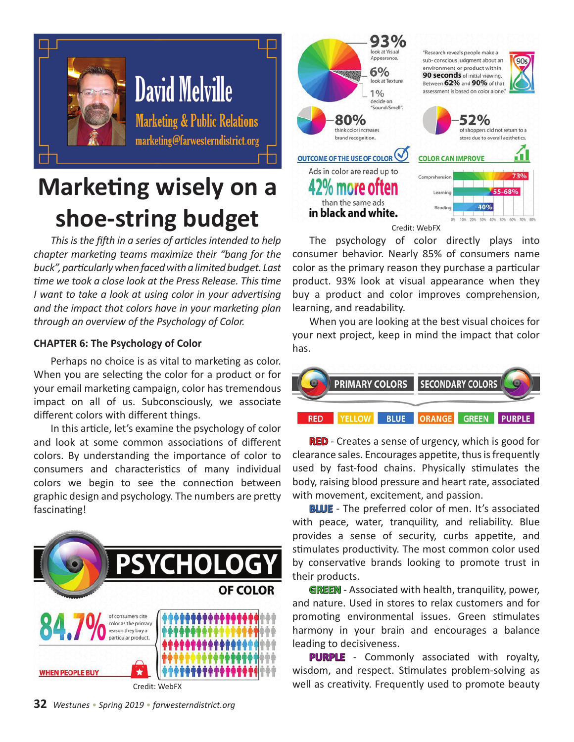David Melville

Marketing & Public Relations

marketing@farwesterndistrict.org

# Marketing wisely on a shoe-string budget

*This is the fifth in a series of articles intended to help chapter marketing teams maximize their "bang for the buck", particularly when faced with a limited budget. Last time we took a close look at the Press Release. This time I want to take a look at using color in your advertising and the impact that colors have in your marketing plan through an overview of the Psychology of Color.*

**CHAPTER 6: The Psychology of Color**

Perhaps no choice is as vital to marketing as color. When you are selecting the color for a product or for your email marketing campaign, color has tremendous impact on all of us. Subconsciously, we associate different colors with different things.

In this article, let's examine the psychology of color and look at some common associations of different colors. By understanding the importance of color to consumers and characteristics of many individual colors we begin to see the connection between graphic design and psychology. The numbers are pretty fascinating!

Credit: WebFX

Credit: WebFX

The psychology of color directly plays into consumer behavior. Nearly 85% of consumers name color as the primary reason they purchase a particular product. 93% look at visual appearance when they buy a product and color improves comprehension, learning, and readability.

When you are looking at the best visual choices for your next project, keep in mind the impact that color has.

**RED** - Creates a sense of urgency, which is good for clearance sales. Encourages appetite, thus is frequently used by fast-food chains. Physically stimulates the body, raising blood pressure and heart rate, associated with movement, excitement, and passion.

**BLUE** - The preferred color of men. It's associated with peace, water, tranquility, and reliability. Blue provides a sense of security, curbs appetite, and stimulates productivity. The most common color used by conservative brands looking to promote trust in their products.

**GREEN** - Associated with health, tranquility, power, and nature. Used in stores to relax customers and for promoting environmental issues. Green stimulates harmony in your brain and encourages a balance leading to decisiveness.

**PURPLE** - Commonly associated with royalty, wisdom, and respect. Stimulates problem-solving as well as creativity. Frequently used to promote beauty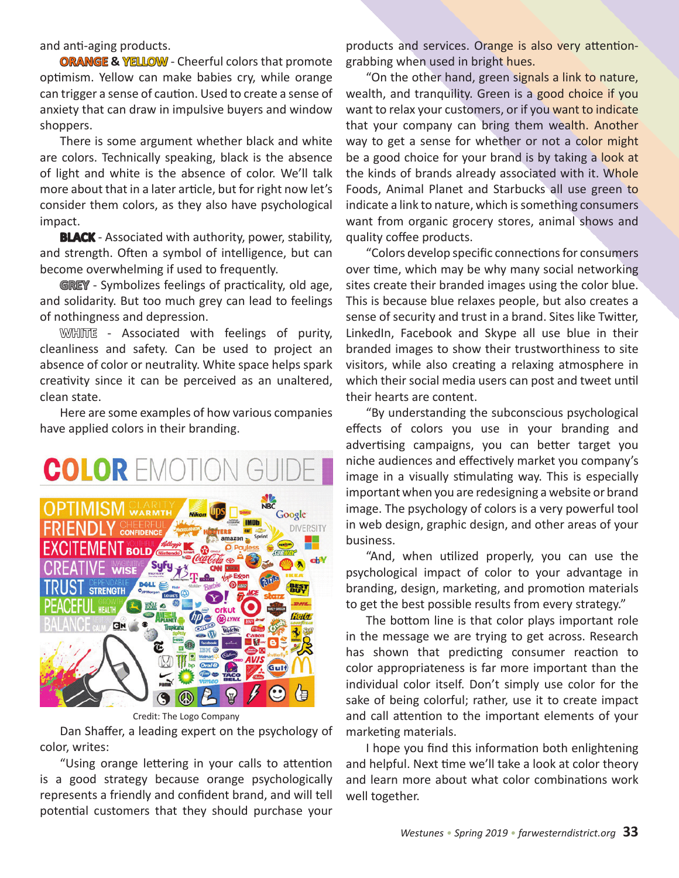and anti-aging products.

**ORANGE & YELLOW** - Cheerful colors that promote optimism. Yellow can make babies cry, while orange can trigger a sense of caution. Used to create a sense of anxiety that can draw in impulsive buyers and window shoppers.

There is some argument whether black and white are colors. Technically speaking, black is the absence of light and white is the absence of color. We'll talk more about that in a later article, but for right now let's consider them colors, as they also have psychological impact.

**BLACK** - Associated with authority, power, stability, and strength. Often a symbol of intelligence, but can become overwhelming if used to frequently.

**GREY** - Symbolizes feelings of practicality, old age, and solidarity. But too much grey can lead to feelings of nothingness and depression.

**WHITE** - Associated with feelings of purity, cleanliness and safety. Can be used to project an absence of color or neutrality. White space helps spark creativity since it can be perceived as an unaltered, clean state.

Here are some examples of how various companies have applied colors in their branding.

COLOR EMOTION GUIDE

OPTIMISM CLARITY WARMTH
FRIENDLY CHEERFUL CONFIDENCE
EXCITEMENT YOUTHFUL BOLD
CREATIVE IMAGINATIVE WISE
TRUST DEPENDABLE STRENGTH
PEACEFUL GROWTH HEALTH
BALANCE NEUTRAL CALM
DIVERSITY

Credit: The Logo Company

Dan Shaffer, a leading expert on the psychology of color, writes:

"Using orange lettering in your calls to attention is a good strategy because orange psychologically represents a friendly and confident brand, and will tell potential customers that they should purchase your products and services. Orange is also very attention-grabbing when used in bright hues.

"On the other hand, green signals a link to nature, wealth, and tranquility. Green is a good choice if you want to relax your customers, or if you want to indicate that your company can bring them wealth. Another way to get a sense for whether or not a color might be a good choice for your brand is by taking a look at the kinds of brands already associated with it. Whole Foods, Animal Planet and Starbucks all use green to indicate a link to nature, which is something consumers want from organic grocery stores, animal shows and quality coffee products.

"Colors develop specific connections for consumers over time, which may be why many social networking sites create their branded images using the color blue. This is because blue relaxes people, but also creates a sense of security and trust in a brand. Sites like Twitter, LinkedIn, Facebook and Skype all use blue in their branded images to show their trustworthiness to site visitors, while also creating a relaxing atmosphere in which their social media users can post and tweet until their hearts are content.

"By understanding the subconscious psychological effects of colors you use in your branding and advertising campaigns, you can better target you niche audiences and effectively market you company's image in a visually stimulating way. This is especially important when you are redesigning a website or brand image. The psychology of colors is a very powerful tool in web design, graphic design, and other areas of your business.

"And, when utilized properly, you can use the psychological impact of color to your advantage in branding, design, marketing, and promotion materials to get the best possible results from every strategy."

The bottom line is that color plays important role in the message we are trying to get across. Research has shown that predicting consumer reaction to color appropriateness is far more important than the individual color itself. Don't simply use color for the sake of being colorful; rather, use it to create impact and call attention to the important elements of your marketing materials.

I hope you find this information both enlightening and helpful. Next time we'll take a look at color theory and learn more about what color combinations work well together.